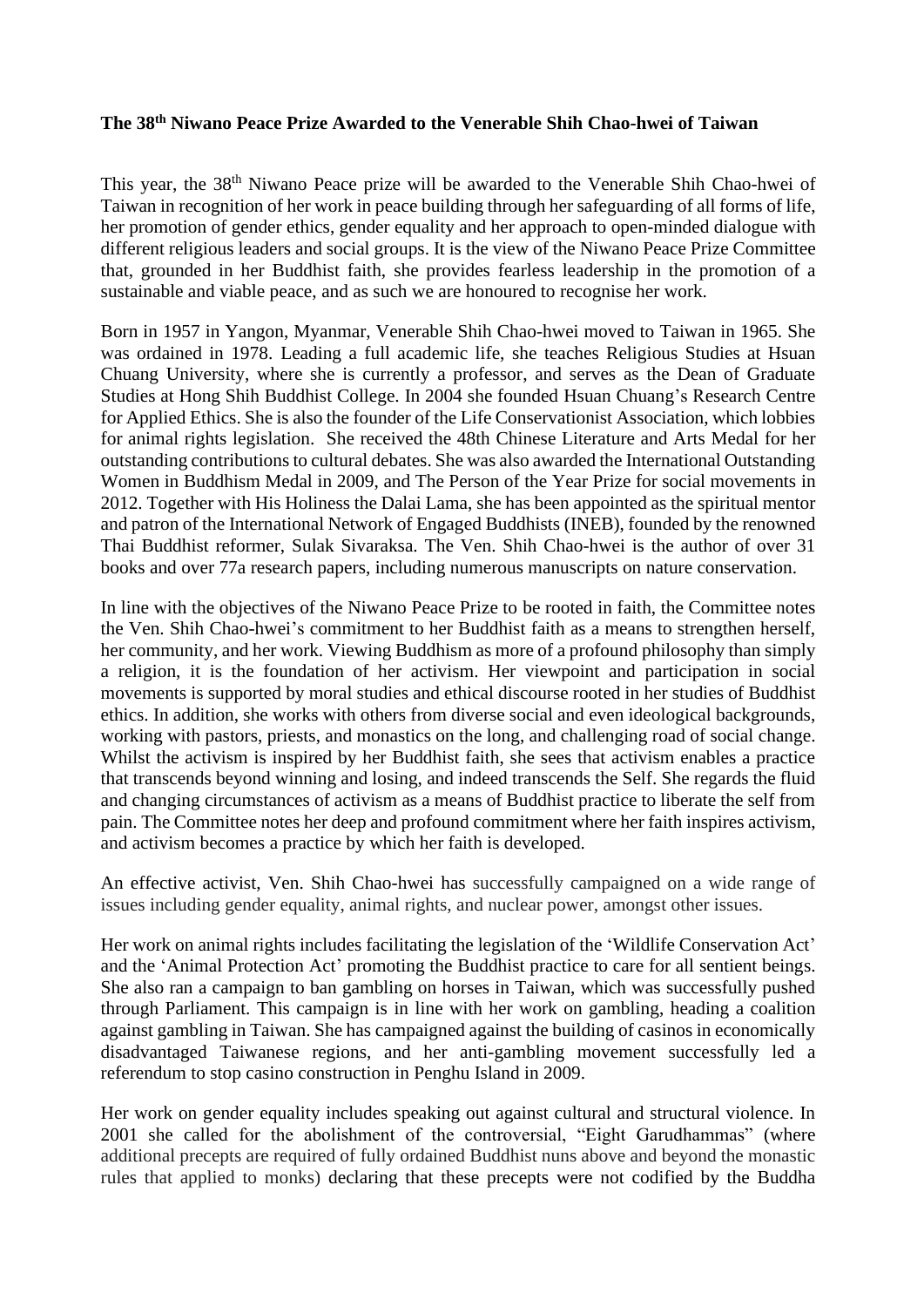**The 38th Niwano Peace Prize Awarded to the Venerable Shih Chao-hwei of Taiwan**

This year, the 38th Niwano Peace prize will be awarded to the Venerable Shih Chao-hwei of Taiwan in recognition of her work in peace building through her safeguarding of all forms of life, her promotion of gender ethics, gender equality and her approach to open-minded dialogue with different religious leaders and social groups. It is the view of the Niwano Peace Prize Committee that, grounded in her Buddhist faith, she provides fearless leadership in the promotion of a sustainable and viable peace, and as such we are honoured to recognise her work.

Born in 1957 in Yangon, Myanmar, Venerable Shih Chao-hwei moved to Taiwan in 1965. She was ordained in 1978. Leading a full academic life, she teaches Religious Studies at Hsuan Chuang University, where she is currently a professor, and serves as the Dean of Graduate Studies at Hong Shih Buddhist College. In 2004 she founded Hsuan Chuang's Research Centre for Applied Ethics. She is also the founder of the Life Conservationist Association, which lobbies for animal rights legislation. She received the 48th Chinese Literature and Arts Medal for her outstanding contributions to cultural debates. She was also awarded the International Outstanding Women in Buddhism Medal in 2009, and The Person of the Year Prize for social movements in 2012. Together with His Holiness the Dalai Lama, she has been appointed as the spiritual mentor and patron of the International Network of Engaged Buddhists (INEB), founded by the renowned Thai Buddhist reformer, Sulak Sivaraksa. The Ven. Shih Chao-hwei is the author of over 31 books and over 77a research papers, including numerous manuscripts on nature conservation.

In line with the objectives of the Niwano Peace Prize to be rooted in faith, the Committee notes the Ven. Shih Chao-hwei's commitment to her Buddhist faith as a means to strengthen herself, her community, and her work. Viewing Buddhism as more of a profound philosophy than simply a religion, it is the foundation of her activism. Her viewpoint and participation in social movements is supported by moral studies and ethical discourse rooted in her studies of Buddhist ethics. In addition, she works with others from diverse social and even ideological backgrounds, working with pastors, priests, and monastics on the long, and challenging road of social change. Whilst the activism is inspired by her Buddhist faith, she sees that activism enables a practice that transcends beyond winning and losing, and indeed transcends the Self. She regards the fluid and changing circumstances of activism as a means of Buddhist practice to liberate the self from pain. The Committee notes her deep and profound commitment where her faith inspires activism, and activism becomes a practice by which her faith is developed.

An effective activist, Ven. Shih Chao-hwei has successfully campaigned on a wide range of issues including gender equality, animal rights, and nuclear power, amongst other issues.

Her work on animal rights includes facilitating the legislation of the 'Wildlife Conservation Act' and the 'Animal Protection Act' promoting the Buddhist practice to care for all sentient beings. She also ran a campaign to ban gambling on horses in Taiwan, which was successfully pushed through Parliament. This campaign is in line with her work on gambling, heading a coalition against gambling in Taiwan. She has campaigned against the building of casinos in economically disadvantaged Taiwanese regions, and her anti-gambling movement successfully led a referendum to stop casino construction in Penghu Island in 2009.

Her work on gender equality includes speaking out against cultural and structural violence. In 2001 she called for the abolishment of the controversial, "Eight Garudhammas" (where additional precepts are required of fully ordained Buddhist nuns above and beyond the monastic rules that applied to monks) declaring that these precepts were not codified by the Buddha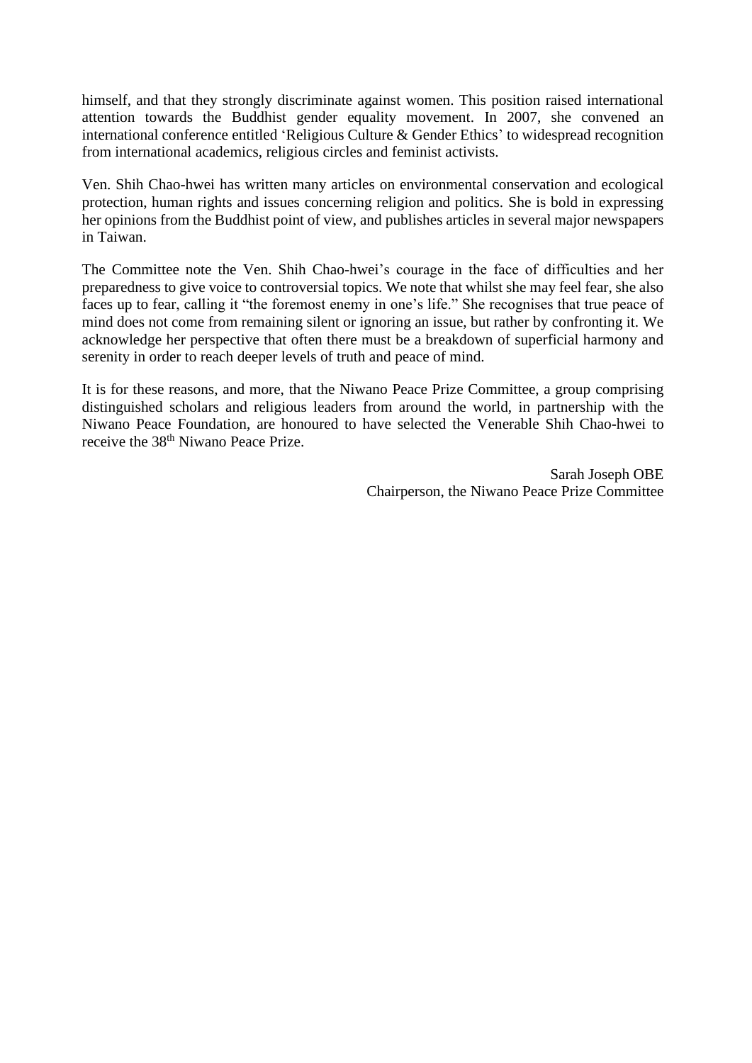himself, and that they strongly discriminate against women. This position raised international attention towards the Buddhist gender equality movement. In 2007, she convened an international conference entitled 'Religious Culture & Gender Ethics' to widespread recognition from international academics, religious circles and feminist activists.

Ven. Shih Chao-hwei has written many articles on environmental conservation and ecological protection, human rights and issues concerning religion and politics. She is bold in expressing her opinions from the Buddhist point of view, and publishes articles in several major newspapers in Taiwan.

The Committee note the Ven. Shih Chao-hwei's courage in the face of difficulties and her preparedness to give voice to controversial topics. We note that whilst she may feel fear, she also faces up to fear, calling it "the foremost enemy in one's life." She recognises that true peace of mind does not come from remaining silent or ignoring an issue, but rather by confronting it. We acknowledge her perspective that often there must be a breakdown of superficial harmony and serenity in order to reach deeper levels of truth and peace of mind.

It is for these reasons, and more, that the Niwano Peace Prize Committee, a group comprising distinguished scholars and religious leaders from around the world, in partnership with the Niwano Peace Foundation, are honoured to have selected the Venerable Shih Chao-hwei to receive the 38th Niwano Peace Prize.

Sarah Joseph OBE
Chairperson, the Niwano Peace Prize Committee